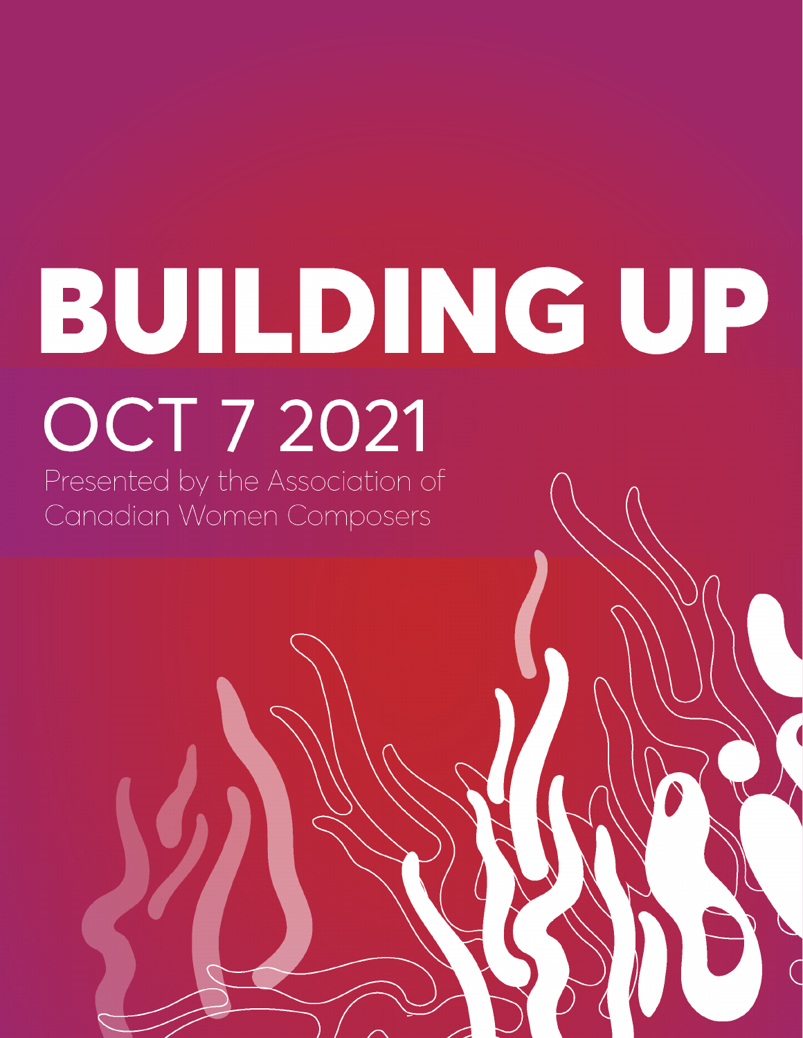# BUILDING UP

## OCT 7 2021

Presented by the Association of Canadian Women Composers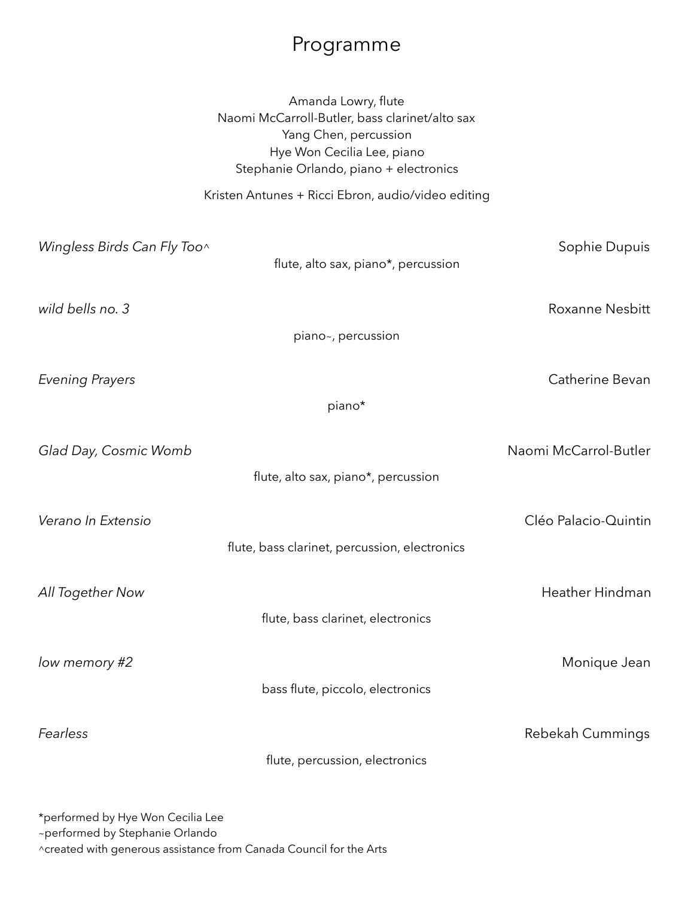# Programme

Amanda Lowry, flute
Naomi McCarroll-Butler, bass clarinet/alto sax
Yang Chen, percussion
Hye Won Cecilia Lee, piano
Stephanie Orlando, piano + electronics

Kristen Antunes + Ricci Ebron, audio/video editing

*Wingless Birds Can Fly Too*^ — Sophie Dupuis
flute, alto sax, piano*, percussion

*wild bells no. 3* — Roxanne Nesbitt
piano~, percussion

*Evening Prayers* — Catherine Bevan
piano*

*Glad Day, Cosmic Womb* — Naomi McCarrol-Butler
flute, alto sax, piano*, percussion

*Verano In Extensio* — Cléo Palacio-Quintin
flute, bass clarinet, percussion, electronics

*All Together Now* — Heather Hindman
flute, bass clarinet, electronics

*low memory #2* — Monique Jean
bass flute, piccolo, electronics

*Fearless* — Rebekah Cummings
flute, percussion, electronics

*performed by Hye Won Cecilia Lee
~performed by Stephanie Orlando
^created with generous assistance from Canada Council for the Arts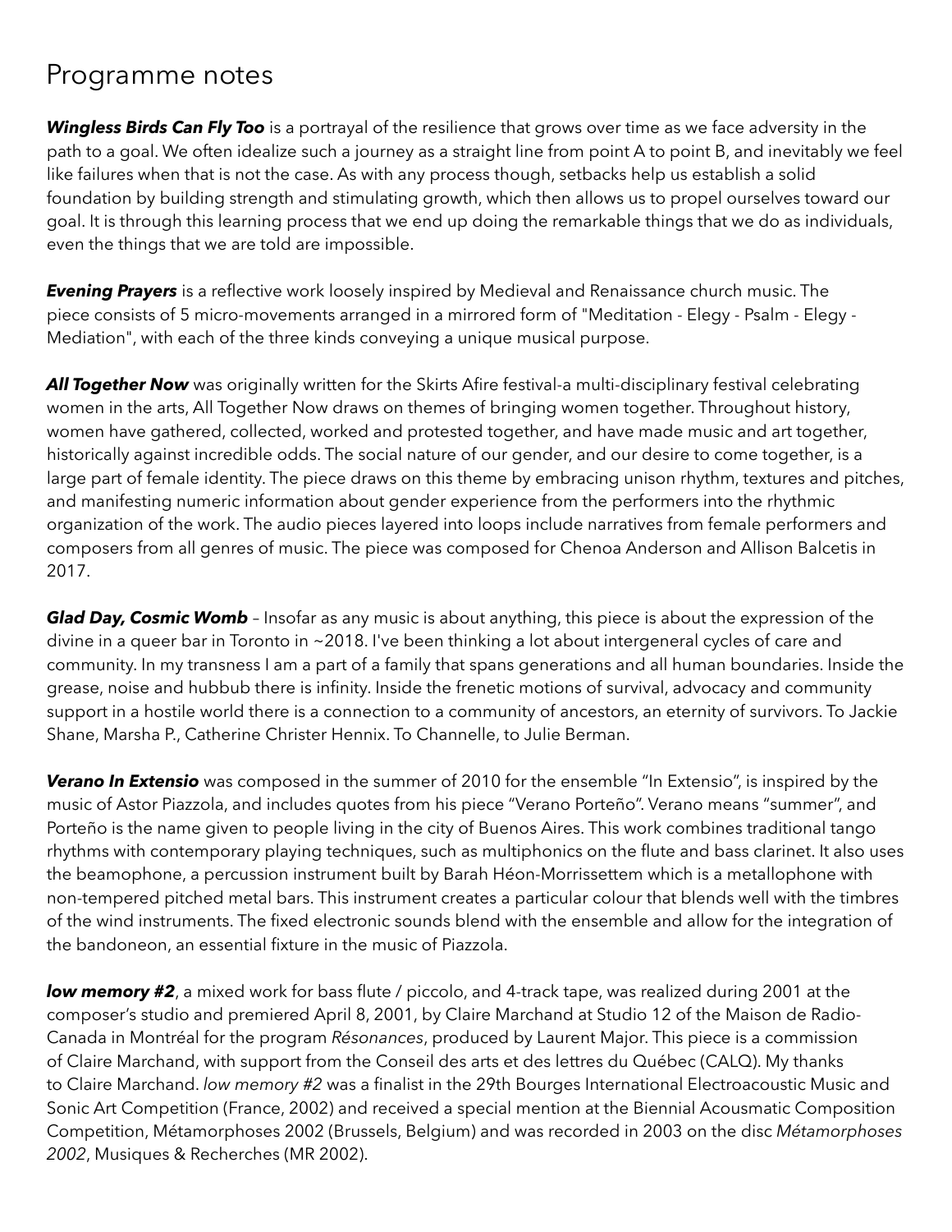# Programme notes

***Wingless Birds Can Fly Too*** is a portrayal of the resilience that grows over time as we face adversity in the path to a goal. We often idealize such a journey as a straight line from point A to point B, and inevitably we feel like failures when that is not the case. As with any process though, setbacks help us establish a solid foundation by building strength and stimulating growth, which then allows us to propel ourselves toward our goal. It is through this learning process that we end up doing the remarkable things that we do as individuals, even the things that we are told are impossible.

***Evening Prayers*** is a reflective work loosely inspired by Medieval and Renaissance church music. The piece consists of 5 micro-movements arranged in a mirrored form of "Meditation - Elegy - Psalm - Elegy - Mediation", with each of the three kinds conveying a unique musical purpose.

***All Together Now*** was originally written for the Skirts Afire festival-a multi-disciplinary festival celebrating women in the arts, All Together Now draws on themes of bringing women together. Throughout history, women have gathered, collected, worked and protested together, and have made music and art together, historically against incredible odds. The social nature of our gender, and our desire to come together, is a large part of female identity. The piece draws on this theme by embracing unison rhythm, textures and pitches, and manifesting numeric information about gender experience from the performers into the rhythmic organization of the work. The audio pieces layered into loops include narratives from female performers and composers from all genres of music. The piece was composed for Chenoa Anderson and Allison Balcetis in 2017.

***Glad Day, Cosmic Womb*** – Insofar as any music is about anything, this piece is about the expression of the divine in a queer bar in Toronto in ~2018. I've been thinking a lot about intergeneral cycles of care and community. In my transness I am a part of a family that spans generations and all human boundaries. Inside the grease, noise and hubbub there is infinity. Inside the frenetic motions of survival, advocacy and community support in a hostile world there is a connection to a community of ancestors, an eternity of survivors. To Jackie Shane, Marsha P., Catherine Christer Hennix. To Channelle, to Julie Berman.

***Verano In Extensio*** was composed in the summer of 2010 for the ensemble "In Extensio", is inspired by the music of Astor Piazzola, and includes quotes from his piece "Verano Porteño". Verano means "summer", and Porteño is the name given to people living in the city of Buenos Aires. This work combines traditional tango rhythms with contemporary playing techniques, such as multiphonics on the flute and bass clarinet. It also uses the beamophone, a percussion instrument built by Barah Héon-Morrissettem which is a metallophone with non-tempered pitched metal bars. This instrument creates a particular colour that blends well with the timbres of the wind instruments. The fixed electronic sounds blend with the ensemble and allow for the integration of the bandoneon, an essential fixture in the music of Piazzola.

***low memory #2***, a mixed work for bass flute / piccolo, and 4-track tape, was realized during 2001 at the composer's studio and premiered April 8, 2001, by Claire Marchand at Studio 12 of the Maison de Radio-Canada in Montréal for the program *Résonances*, produced by Laurent Major. This piece is a commission of Claire Marchand, with support from the Conseil des arts et des lettres du Québec (CALQ). My thanks to Claire Marchand. *low memory #2* was a finalist in the 29th Bourges International Electroacoustic Music and Sonic Art Competition (France, 2002) and received a special mention at the Biennial Acousmatic Composition Competition, Métamorphoses 2002 (Brussels, Belgium) and was recorded in 2003 on the disc *Métamorphoses 2002*, Musiques & Recherches (MR 2002).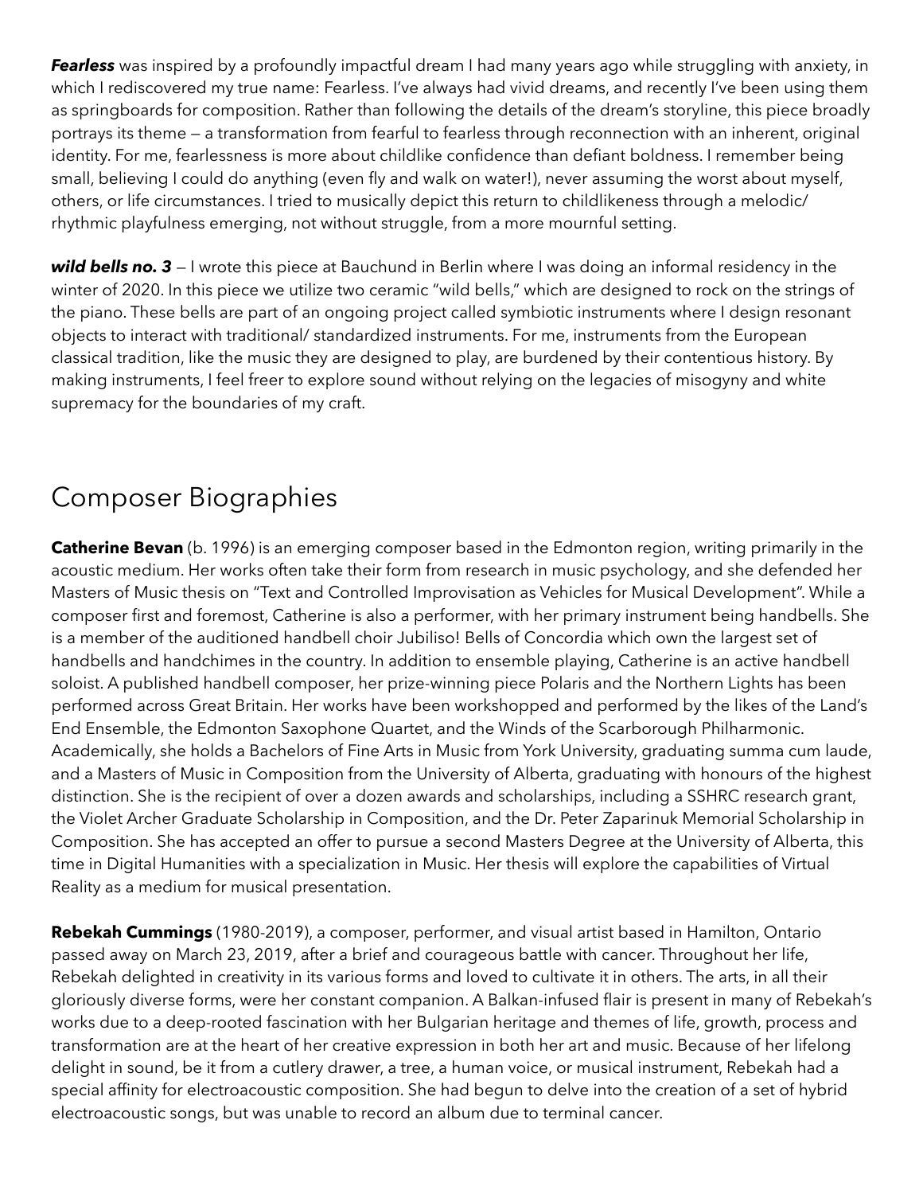***Fearless*** was inspired by a profoundly impactful dream I had many years ago while struggling with anxiety, in which I rediscovered my true name: Fearless. I've always had vivid dreams, and recently I've been using them as springboards for composition. Rather than following the details of the dream's storyline, this piece broadly portrays its theme — a transformation from fearful to fearless through reconnection with an inherent, original identity. For me, fearlessness is more about childlike confidence than defiant boldness. I remember being small, believing I could do anything (even fly and walk on water!), never assuming the worst about myself, others, or life circumstances. I tried to musically depict this return to childlikeness through a melodic/rhythmic playfulness emerging, not without struggle, from a more mournful setting.

***wild bells no. 3*** — I wrote this piece at Bauchund in Berlin where I was doing an informal residency in the winter of 2020. In this piece we utilize two ceramic "wild bells," which are designed to rock on the strings of the piano. These bells are part of an ongoing project called symbiotic instruments where I design resonant objects to interact with traditional/ standardized instruments. For me, instruments from the European classical tradition, like the music they are designed to play, are burdened by their contentious history. By making instruments, I feel freer to explore sound without relying on the legacies of misogyny and white supremacy for the boundaries of my craft.

## Composer Biographies

**Catherine Bevan** (b. 1996) is an emerging composer based in the Edmonton region, writing primarily in the acoustic medium. Her works often take their form from research in music psychology, and she defended her Masters of Music thesis on "Text and Controlled Improvisation as Vehicles for Musical Development". While a composer first and foremost, Catherine is also a performer, with her primary instrument being handbells. She is a member of the auditioned handbell choir Jubiliso! Bells of Concordia which own the largest set of handbells and handchimes in the country. In addition to ensemble playing, Catherine is an active handbell soloist. A published handbell composer, her prize-winning piece Polaris and the Northern Lights has been performed across Great Britain. Her works have been workshopped and performed by the likes of the Land's End Ensemble, the Edmonton Saxophone Quartet, and the Winds of the Scarborough Philharmonic. Academically, she holds a Bachelors of Fine Arts in Music from York University, graduating summa cum laude, and a Masters of Music in Composition from the University of Alberta, graduating with honours of the highest distinction. She is the recipient of over a dozen awards and scholarships, including a SSHRC research grant, the Violet Archer Graduate Scholarship in Composition, and the Dr. Peter Zaparinuk Memorial Scholarship in Composition. She has accepted an offer to pursue a second Masters Degree at the University of Alberta, this time in Digital Humanities with a specialization in Music. Her thesis will explore the capabilities of Virtual Reality as a medium for musical presentation.

**Rebekah Cummings** (1980-2019), a composer, performer, and visual artist based in Hamilton, Ontario passed away on March 23, 2019, after a brief and courageous battle with cancer. Throughout her life, Rebekah delighted in creativity in its various forms and loved to cultivate it in others. The arts, in all their gloriously diverse forms, were her constant companion. A Balkan-infused flair is present in many of Rebekah's works due to a deep-rooted fascination with her Bulgarian heritage and themes of life, growth, process and transformation are at the heart of her creative expression in both her art and music. Because of her lifelong delight in sound, be it from a cutlery drawer, a tree, a human voice, or musical instrument, Rebekah had a special affinity for electroacoustic composition. She had begun to delve into the creation of a set of hybrid electroacoustic songs, but was unable to record an album due to terminal cancer.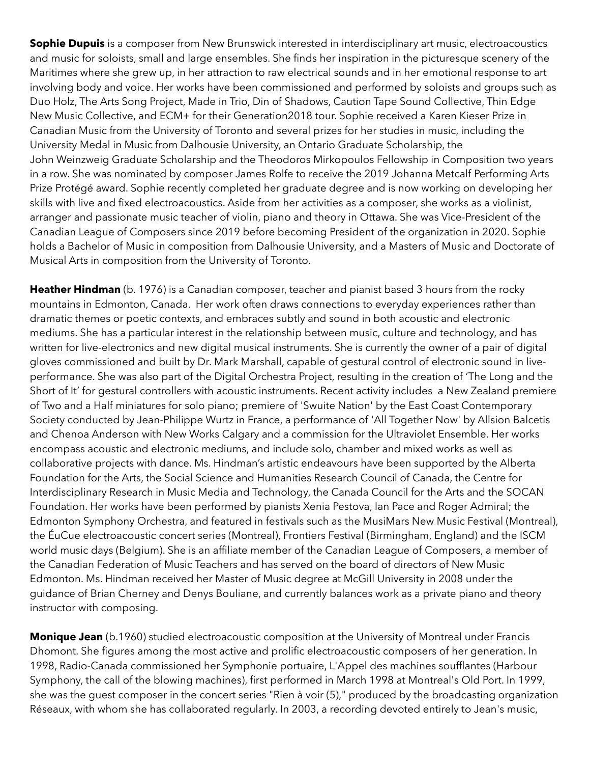**Sophie Dupuis** is a composer from New Brunswick interested in interdisciplinary art music, electroacoustics and music for soloists, small and large ensembles. She finds her inspiration in the picturesque scenery of the Maritimes where she grew up, in her attraction to raw electrical sounds and in her emotional response to art involving body and voice. Her works have been commissioned and performed by soloists and groups such as Duo Holz, The Arts Song Project, Made in Trio, Din of Shadows, Caution Tape Sound Collective, Thin Edge New Music Collective, and ECM+ for their Generation2018 tour. Sophie received a Karen Kieser Prize in Canadian Music from the University of Toronto and several prizes for her studies in music, including the University Medal in Music from Dalhousie University, an Ontario Graduate Scholarship, the John Weinzweig Graduate Scholarship and the Theodoros Mirkopoulos Fellowship in Composition two years in a row. She was nominated by composer James Rolfe to receive the 2019 Johanna Metcalf Performing Arts Prize Protégé award. Sophie recently completed her graduate degree and is now working on developing her skills with live and fixed electroacoustics. Aside from her activities as a composer, she works as a violinist, arranger and passionate music teacher of violin, piano and theory in Ottawa. She was Vice-President of the Canadian League of Composers since 2019 before becoming President of the organization in 2020. Sophie holds a Bachelor of Music in composition from Dalhousie University, and a Masters of Music and Doctorate of Musical Arts in composition from the University of Toronto.

**Heather Hindman** (b. 1976) is a Canadian composer, teacher and pianist based 3 hours from the rocky mountains in Edmonton, Canada. Her work often draws connections to everyday experiences rather than dramatic themes or poetic contexts, and embraces subtly and sound in both acoustic and electronic mediums. She has a particular interest in the relationship between music, culture and technology, and has written for live-electronics and new digital musical instruments. She is currently the owner of a pair of digital gloves commissioned and built by Dr. Mark Marshall, capable of gestural control of electronic sound in live-performance. She was also part of the Digital Orchestra Project, resulting in the creation of 'The Long and the Short of It' for gestural controllers with acoustic instruments. Recent activity includes a New Zealand premiere of Two and a Half miniatures for solo piano; premiere of 'Swuite Nation' by the East Coast Contemporary Society conducted by Jean-Philippe Wurtz in France, a performance of 'All Together Now' by Allsion Balcetis and Chenoa Anderson with New Works Calgary and a commission for the Ultraviolet Ensemble. Her works encompass acoustic and electronic mediums, and include solo, chamber and mixed works as well as collaborative projects with dance. Ms. Hindman's artistic endeavours have been supported by the Alberta Foundation for the Arts, the Social Science and Humanities Research Council of Canada, the Centre for Interdisciplinary Research in Music Media and Technology, the Canada Council for the Arts and the SOCAN Foundation. Her works have been performed by pianists Xenia Pestova, Ian Pace and Roger Admiral; the Edmonton Symphony Orchestra, and featured in festivals such as the MusiMars New Music Festival (Montreal), the ÉuCue electroacoustic concert series (Montreal), Frontiers Festival (Birmingham, England) and the ISCM world music days (Belgium). She is an affiliate member of the Canadian League of Composers, a member of the Canadian Federation of Music Teachers and has served on the board of directors of New Music Edmonton. Ms. Hindman received her Master of Music degree at McGill University in 2008 under the guidance of Brian Cherney and Denys Bouliane, and currently balances work as a private piano and theory instructor with composing.

**Monique Jean** (b.1960) studied electroacoustic composition at the University of Montreal under Francis Dhomont. She figures among the most active and prolific electroacoustic composers of her generation. In 1998, Radio-Canada commissioned her Symphonie portuaire, L'Appel des machines soufflantes (Harbour Symphony, the call of the blowing machines), first performed in March 1998 at Montreal's Old Port. In 1999, she was the guest composer in the concert series "Rien à voir (5)," produced by the broadcasting organization Réseaux, with whom she has collaborated regularly. In 2003, a recording devoted entirely to Jean's music,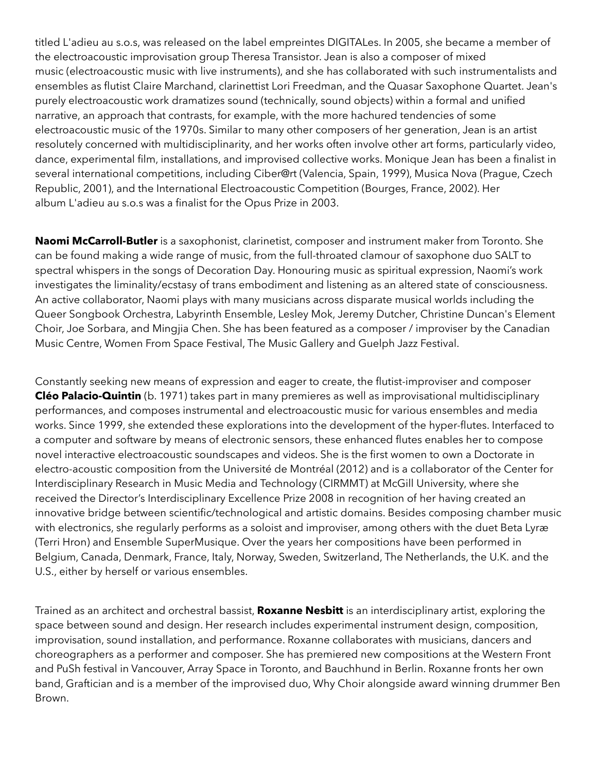titled L'adieu au s.o.s, was released on the label empreintes DIGITALes. In 2005, she became a member of the electroacoustic improvisation group Theresa Transistor. Jean is also a composer of mixed music (electroacoustic music with live instruments), and she has collaborated with such instrumentalists and ensembles as flutist Claire Marchand, clarinettist Lori Freedman, and the Quasar Saxophone Quartet. Jean's purely electroacoustic work dramatizes sound (technically, sound objects) within a formal and unified narrative, an approach that contrasts, for example, with the more hachured tendencies of some electroacoustic music of the 1970s. Similar to many other composers of her generation, Jean is an artist resolutely concerned with multidisciplinarity, and her works often involve other art forms, particularly video, dance, experimental film, installations, and improvised collective works. Monique Jean has been a finalist in several international competitions, including Ciber@rt (Valencia, Spain, 1999), Musica Nova (Prague, Czech Republic, 2001), and the International Electroacoustic Competition (Bourges, France, 2002). Her album L'adieu au s.o.s was a finalist for the Opus Prize in 2003.

**Naomi McCarroll-Butler** is a saxophonist, clarinetist, composer and instrument maker from Toronto. She can be found making a wide range of music, from the full-throated clamour of saxophone duo SALT to spectral whispers in the songs of Decoration Day. Honouring music as spiritual expression, Naomi's work investigates the liminality/ecstasy of trans embodiment and listening as an altered state of consciousness. An active collaborator, Naomi plays with many musicians across disparate musical worlds including the Queer Songbook Orchestra, Labyrinth Ensemble, Lesley Mok, Jeremy Dutcher, Christine Duncan's Element Choir, Joe Sorbara, and Mingjia Chen. She has been featured as a composer / improviser by the Canadian Music Centre, Women From Space Festival, The Music Gallery and Guelph Jazz Festival.

Constantly seeking new means of expression and eager to create, the flutist-improviser and composer **Cléo Palacio-Quintin** (b. 1971) takes part in many premieres as well as improvisational multidisciplinary performances, and composes instrumental and electroacoustic music for various ensembles and media works. Since 1999, she extended these explorations into the development of the hyper-flutes. Interfaced to a computer and software by means of electronic sensors, these enhanced flutes enables her to compose novel interactive electroacoustic soundscapes and videos. She is the first women to own a Doctorate in electro-acoustic composition from the Université de Montréal (2012) and is a collaborator of the Center for Interdisciplinary Research in Music Media and Technology (CIRMMT) at McGill University, where she received the Director's Interdisciplinary Excellence Prize 2008 in recognition of her having created an innovative bridge between scientific/technological and artistic domains. Besides composing chamber music with electronics, she regularly performs as a soloist and improviser, among others with the duet Beta Lyræ (Terri Hron) and Ensemble SuperMusique. Over the years her compositions have been performed in Belgium, Canada, Denmark, France, Italy, Norway, Sweden, Switzerland, The Netherlands, the U.K. and the U.S., either by herself or various ensembles.

Trained as an architect and orchestral bassist, **Roxanne Nesbitt** is an interdisciplinary artist, exploring the space between sound and design. Her research includes experimental instrument design, composition, improvisation, sound installation, and performance. Roxanne collaborates with musicians, dancers and choreographers as a performer and composer. She has premiered new compositions at the Western Front and PuSh festival in Vancouver, Array Space in Toronto, and Bauchhund in Berlin. Roxanne fronts her own band, Graftician and is a member of the improvised duo, Why Choir alongside award winning drummer Ben Brown.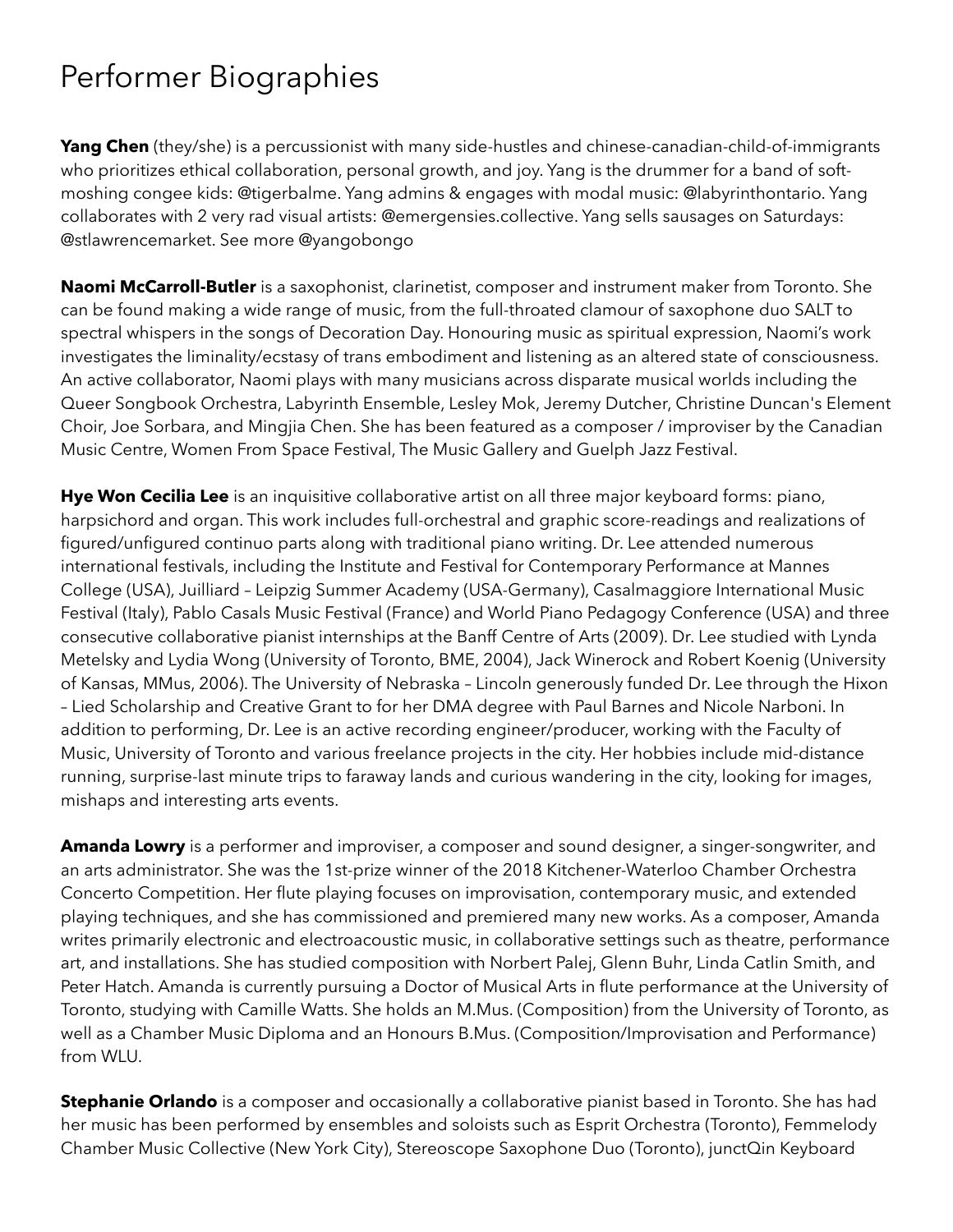# Performer Biographies

**Yang Chen** (they/she) is a percussionist with many side-hustles and chinese-canadian-child-of-immigrants who prioritizes ethical collaboration, personal growth, and joy. Yang is the drummer for a band of soft-moshing congee kids: @tigerbalme. Yang admins & engages with modal music: @labyrinthontario. Yang collaborates with 2 very rad visual artists: @emergensies.collective. Yang sells sausages on Saturdays: @stlawrencemarket. See more @yangobongo

**Naomi McCarroll-Butler** is a saxophonist, clarinetist, composer and instrument maker from Toronto. She can be found making a wide range of music, from the full-throated clamour of saxophone duo SALT to spectral whispers in the songs of Decoration Day. Honouring music as spiritual expression, Naomi's work investigates the liminality/ecstasy of trans embodiment and listening as an altered state of consciousness. An active collaborator, Naomi plays with many musicians across disparate musical worlds including the Queer Songbook Orchestra, Labyrinth Ensemble, Lesley Mok, Jeremy Dutcher, Christine Duncan's Element Choir, Joe Sorbara, and Mingjia Chen. She has been featured as a composer / improviser by the Canadian Music Centre, Women From Space Festival, The Music Gallery and Guelph Jazz Festival.

**Hye Won Cecilia Lee** is an inquisitive collaborative artist on all three major keyboard forms: piano, harpsichord and organ. This work includes full-orchestral and graphic score-readings and realizations of figured/unfigured continuo parts along with traditional piano writing. Dr. Lee attended numerous international festivals, including the Institute and Festival for Contemporary Performance at Mannes College (USA), Juilliard – Leipzig Summer Academy (USA-Germany), Casalmaggiore International Music Festival (Italy), Pablo Casals Music Festival (France) and World Piano Pedagogy Conference (USA) and three consecutive collaborative pianist internships at the Banff Centre of Arts (2009). Dr. Lee studied with Lynda Metelsky and Lydia Wong (University of Toronto, BME, 2004), Jack Winerock and Robert Koenig (University of Kansas, MMus, 2006). The University of Nebraska – Lincoln generously funded Dr. Lee through the Hixon – Lied Scholarship and Creative Grant to for her DMA degree with Paul Barnes and Nicole Narboni. In addition to performing, Dr. Lee is an active recording engineer/producer, working with the Faculty of Music, University of Toronto and various freelance projects in the city. Her hobbies include mid-distance running, surprise-last minute trips to faraway lands and curious wandering in the city, looking for images, mishaps and interesting arts events.

**Amanda Lowry** is a performer and improviser, a composer and sound designer, a singer-songwriter, and an arts administrator. She was the 1st-prize winner of the 2018 Kitchener-Waterloo Chamber Orchestra Concerto Competition. Her flute playing focuses on improvisation, contemporary music, and extended playing techniques, and she has commissioned and premiered many new works. As a composer, Amanda writes primarily electronic and electroacoustic music, in collaborative settings such as theatre, performance art, and installations. She has studied composition with Norbert Palej, Glenn Buhr, Linda Catlin Smith, and Peter Hatch. Amanda is currently pursuing a Doctor of Musical Arts in flute performance at the University of Toronto, studying with Camille Watts. She holds an M.Mus. (Composition) from the University of Toronto, as well as a Chamber Music Diploma and an Honours B.Mus. (Composition/Improvisation and Performance) from WLU.

**Stephanie Orlando** is a composer and occasionally a collaborative pianist based in Toronto. She has had her music has been performed by ensembles and soloists such as Esprit Orchestra (Toronto), Femmelody Chamber Music Collective (New York City), Stereoscope Saxophone Duo (Toronto), junctQin Keyboard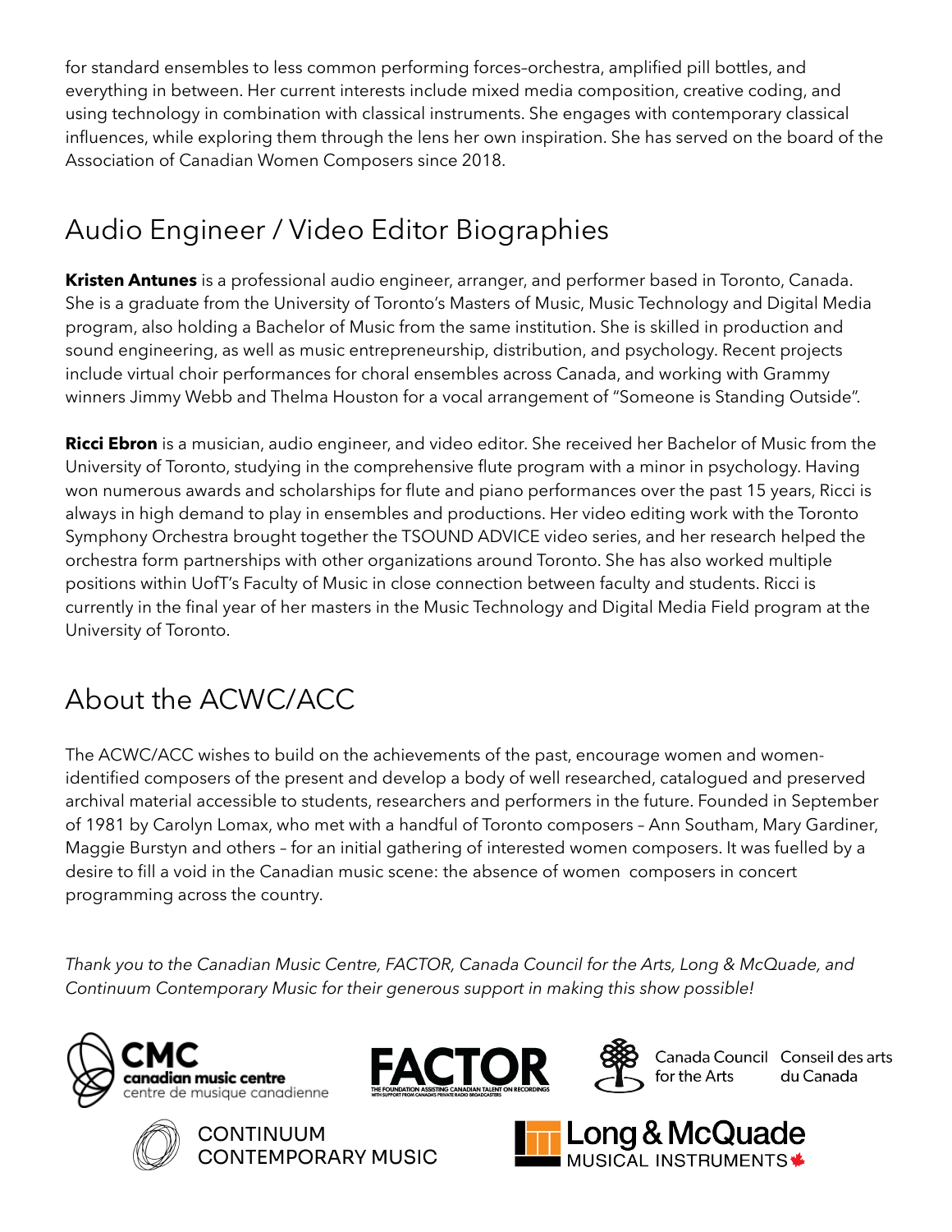for standard ensembles to less common performing forces–orchestra, amplified pill bottles, and everything in between. Her current interests include mixed media composition, creative coding, and using technology in combination with classical instruments. She engages with contemporary classical influences, while exploring them through the lens her own inspiration. She has served on the board of the Association of Canadian Women Composers since 2018.

## Audio Engineer / Video Editor Biographies

**Kristen Antunes** is a professional audio engineer, arranger, and performer based in Toronto, Canada. She is a graduate from the University of Toronto's Masters of Music, Music Technology and Digital Media program, also holding a Bachelor of Music from the same institution. She is skilled in production and sound engineering, as well as music entrepreneurship, distribution, and psychology. Recent projects include virtual choir performances for choral ensembles across Canada, and working with Grammy winners Jimmy Webb and Thelma Houston for a vocal arrangement of "Someone is Standing Outside".

**Ricci Ebron** is a musician, audio engineer, and video editor. She received her Bachelor of Music from the University of Toronto, studying in the comprehensive flute program with a minor in psychology. Having won numerous awards and scholarships for flute and piano performances over the past 15 years, Ricci is always in high demand to play in ensembles and productions. Her video editing work with the Toronto Symphony Orchestra brought together the TSOUND ADVICE video series, and her research helped the orchestra form partnerships with other organizations around Toronto. She has also worked multiple positions within UofT's Faculty of Music in close connection between faculty and students. Ricci is currently in the final year of her masters in the Music Technology and Digital Media Field program at the University of Toronto.

## About the ACWC/ACC

The ACWC/ACC wishes to build on the achievements of the past, encourage women and women-identified composers of the present and develop a body of well researched, catalogued and preserved archival material accessible to students, researchers and performers in the future. Founded in September of 1981 by Carolyn Lomax, who met with a handful of Toronto composers – Ann Southam, Mary Gardiner, Maggie Burstyn and others – for an initial gathering of interested women composers. It was fuelled by a desire to fill a void in the Canadian music scene: the absence of women composers in concert programming across the country.

*Thank you to the Canadian Music Centre, FACTOR, Canada Council for the Arts, Long & McQuade, and Continuum Contemporary Music for their generous support in making this show possible!*

CMC canadian music centre centre de musique canadienne

FACTOR THE FOUNDATION ASSISTING CANADIAN TALENT ON RECORDINGS WITH SUPPORT FROM CANADA'S PRIVATE RADIO BROADCASTERS

Canada Council for the Arts Conseil des arts du Canada

CONTINUUM CONTEMPORARY MUSIC

Long & McQuade MUSICAL INSTRUMENTS